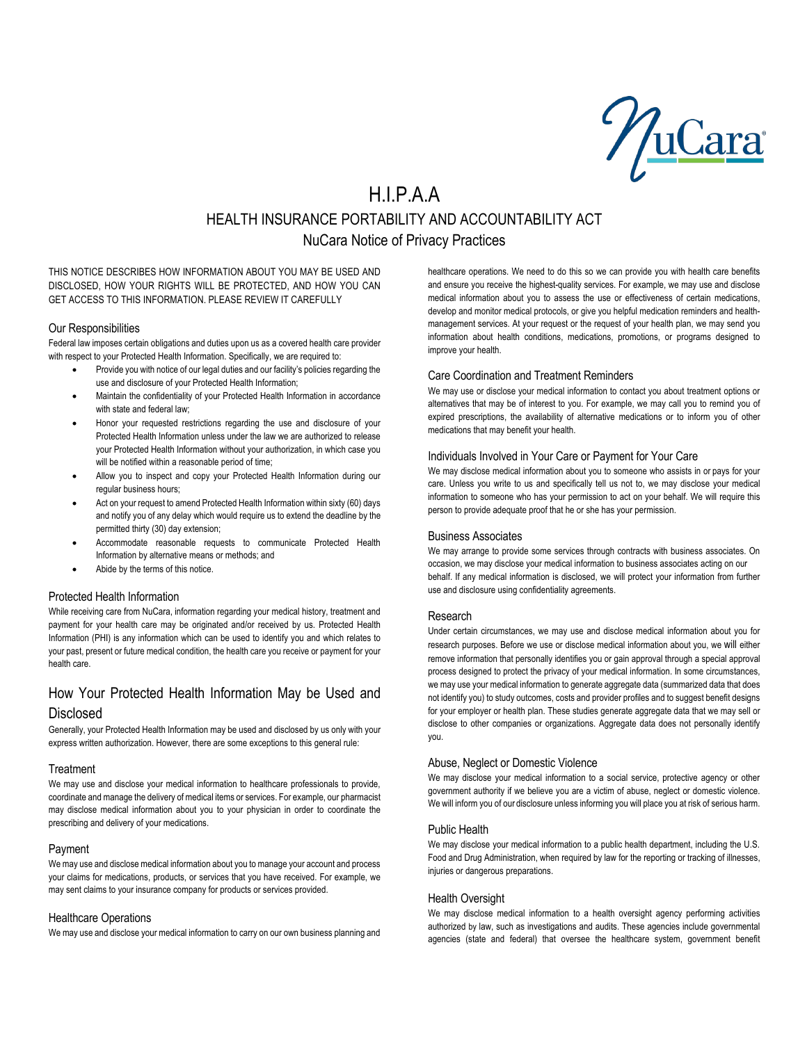# H.I.P.A.A

## HEALTH INSURANCE PORTABILITY AND ACCOUNTABILITY ACT

## NuCara Notice of Privacy Practices

THIS NOTICE DESCRIBES HOW INFORMATION ABOUT YOU MAY BE USED AND DISCLOSED, HOW YOUR RIGHTS WILL BE PROTECTED, AND HOW YOU CAN GET ACCESS TO THIS INFORMATION. PLEASE REVIEW IT CAREFULLY

### Our Responsibilities

Federal law imposes certain obligations and duties upon us as a covered health care provider with respect to your Protected Health Information. Specifically, we are required to:

- Provide you with notice of our legal duties and our facility's policies regarding the use and disclosure of your Protected Health Information;
- Maintain the confidentiality of your Protected Health Information in accordance with state and federal law;
- Honor your requested restrictions regarding the use and disclosure of your Protected Health Information unless under the law we are authorized to release your Protected Health Information without your authorization, in which case you will be notified within a reasonable period of time;
- Allow you to inspect and copy your Protected Health Information during our regular business hours;
- Act on your request to amend Protected Health Information within sixty (60) days and notify you of any delay which would require us to extend the deadline by the permitted thirty (30) day extension;
- Accommodate reasonable requests to communicate Protected Health Information by alternative means or methods; and
- Abide by the terms of this notice.

### Protected Health Information

While receiving care from NuCara, information regarding your medical history, treatment and payment for your health care may be originated and/or received by us. Protected Health Information (PHI) is any information which can be used to identify you and which relates to your past, present or future medical condition, the health care you receive or payment for your health care.

## How Your Protected Health Information May be Used and Disclosed

Generally, your Protected Health Information may be used and disclosed by us only with your express written authorization. However, there are some exceptions to this general rule:

### Treatment

We may use and disclose your medical information to healthcare professionals to provide, coordinate and manage the delivery of medical items or services. For example, our pharmacist may disclose medical information about you to your physician in order to coordinate the prescribing and delivery of your medications.

### Payment

We may use and disclose medical information about you to manage your account and process your claims for medications, products, or services that you have received. For example, we may sent claims to your insurance company for products or services provided.

### Healthcare Operations

We may use and disclose your medical information to carry on our own business planning and healthcare operations. We need to do this so we can provide you with health care benefits and ensure you receive the highest-quality services. For example, we may use and disclose medical information about you to assess the use or effectiveness of certain medications, develop and monitor medical protocols, or give you helpful medication reminders and health-management services. At your request or the request of your health plan, we may send you information about health conditions, medications, promotions, or programs designed to improve your health.

### Care Coordination and Treatment Reminders

We may use or disclose your medical information to contact you about treatment options or alternatives that may be of interest to you. For example, we may call you to remind you of expired prescriptions, the availability of alternative medications or to inform you of other medications that may benefit your health.

### Individuals Involved in Your Care or Payment for Your Care

We may disclose medical information about you to someone who assists in or pays for your care. Unless you write to us and specifically tell us not to, we may disclose your medical information to someone who has your permission to act on your behalf. We will require this person to provide adequate proof that he or she has your permission.

### Business Associates

We may arrange to provide some services through contracts with business associates. On occasion, we may disclose your medical information to business associates acting on our behalf. If any medical information is disclosed, we will protect your information from further use and disclosure using confidentiality agreements.

### Research

Under certain circumstances, we may use and disclose medical information about you for research purposes. Before we use or disclose medical information about you, we will either remove information that personally identifies you or gain approval through a special approval process designed to protect the privacy of your medical information. In some circumstances, we may use your medical information to generate aggregate data (summarized data that does not identify you) to study outcomes, costs and provider profiles and to suggest benefit designs for your employer or health plan. These studies generate aggregate data that we may sell or disclose to other companies or organizations. Aggregate data does not personally identify you.

### Abuse, Neglect or Domestic Violence

We may disclose your medical information to a social service, protective agency or other government authority if we believe you are a victim of abuse, neglect or domestic violence. We will inform you of our disclosure unless informing you will place you at risk of serious harm.

### Public Health

We may disclose your medical information to a public health department, including the U.S. Food and Drug Administration, when required by law for the reporting or tracking of illnesses, injuries or dangerous preparations.

### Health Oversight

We may disclose medical information to a health oversight agency performing activities authorized by law, such as investigations and audits. These agencies include governmental agencies (state and federal) that oversee the healthcare system, government benefit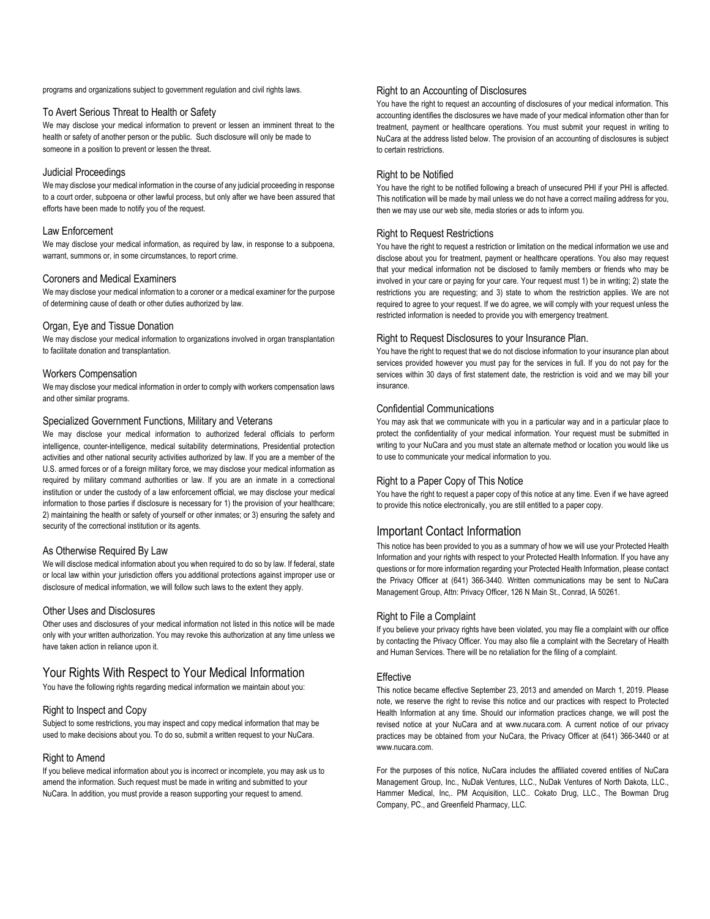programs and organizations subject to government regulation and civil rights laws.

### To Avert Serious Threat to Health or Safety

We may disclose your medical information to prevent or lessen an imminent threat to the health or safety of another person or the public. Such disclosure will only be made to someone in a position to prevent or lessen the threat.

### Judicial Proceedings

We may disclose your medical information in the course of any judicial proceeding in response to a court order, subpoena or other lawful process, but only after we have been assured that efforts have been made to notify you of the request.

### Law Enforcement

We may disclose your medical information, as required by law, in response to a subpoena, warrant, summons or, in some circumstances, to report crime.

### Coroners and Medical Examiners

We may disclose your medical information to a coroner or a medical examiner for the purpose of determining cause of death or other duties authorized by law.

### Organ, Eye and Tissue Donation

We may disclose your medical information to organizations involved in organ transplantation to facilitate donation and transplantation.

### Workers Compensation

We may disclose your medical information in order to comply with workers compensation laws and other similar programs.

### Specialized Government Functions, Military and Veterans

We may disclose your medical information to authorized federal officials to perform intelligence, counter-intelligence, medical suitability determinations, Presidential protection activities and other national security activities authorized by law. If you are a member of the U.S. armed forces or of a foreign military force, we may disclose your medical information as required by military command authorities or law. If you are an inmate in a correctional institution or under the custody of a law enforcement official, we may disclose your medical information to those parties if disclosure is necessary for 1) the provision of your healthcare; 2) maintaining the health or safety of yourself or other inmates; or 3) ensuring the safety and security of the correctional institution or its agents.

### As Otherwise Required By Law

We will disclose medical information about you when required to do so by law. If federal, state or local law within your jurisdiction offers you additional protections against improper use or disclosure of medical information, we will follow such laws to the extent they apply.

### Other Uses and Disclosures

Other uses and disclosures of your medical information not listed in this notice will be made only with your written authorization. You may revoke this authorization at any time unless we have taken action in reliance upon it.

## Your Rights With Respect to Your Medical Information

You have the following rights regarding medical information we maintain about you:

### Right to Inspect and Copy

Subject to some restrictions, you may inspect and copy medical information that may be used to make decisions about you. To do so, submit a written request to your NuCara.

### Right to Amend

If you believe medical information about you is incorrect or incomplete, you may ask us to amend the information. Such request must be made in writing and submitted to your NuCara. In addition, you must provide a reason supporting your request to amend.

### Right to an Accounting of Disclosures

You have the right to request an accounting of disclosures of your medical information. This accounting identifies the disclosures we have made of your medical information other than for treatment, payment or healthcare operations. You must submit your request in writing to NuCara at the address listed below. The provision of an accounting of disclosures is subject to certain restrictions.

### Right to be Notified

You have the right to be notified following a breach of unsecured PHI if your PHI is affected. This notification will be made by mail unless we do not have a correct mailing address for you, then we may use our web site, media stories or ads to inform you.

### Right to Request Restrictions

You have the right to request a restriction or limitation on the medical information we use and disclose about you for treatment, payment or healthcare operations. You also may request that your medical information not be disclosed to family members or friends who may be involved in your care or paying for your care. Your request must 1) be in writing; 2) state the restrictions you are requesting; and 3) state to whom the restriction applies. We are not required to agree to your request. If we do agree, we will comply with your request unless the restricted information is needed to provide you with emergency treatment.

### Right to Request Disclosures to your Insurance Plan.

You have the right to request that we do not disclose information to your insurance plan about services provided however you must pay for the services in full. If you do not pay for the services within 30 days of first statement date, the restriction is void and we may bill your insurance.

### Confidential Communications

You may ask that we communicate with you in a particular way and in a particular place to protect the confidentiality of your medical information. Your request must be submitted in writing to your NuCara and you must state an alternate method or location you would like us to use to communicate your medical information to you.

### Right to a Paper Copy of This Notice

You have the right to request a paper copy of this notice at any time. Even if we have agreed to provide this notice electronically, you are still entitled to a paper copy.

## Important Contact Information

This notice has been provided to you as a summary of how we will use your Protected Health Information and your rights with respect to your Protected Health Information. If you have any questions or for more information regarding your Protected Health Information, please contact the Privacy Officer at (641) 366-3440. Written communications may be sent to NuCara Management Group, Attn: Privacy Officer, 126 N Main St., Conrad, IA 50261.

### Right to File a Complaint

If you believe your privacy rights have been violated, you may file a complaint with our office by contacting the Privacy Officer. You may also file a complaint with the Secretary of Health and Human Services. There will be no retaliation for the filing of a complaint.

### Effective

This notice became effective September 23, 2013 and amended on March 1, 2019. Please note, we reserve the right to revise this notice and our practices with respect to Protected Health Information at any time. Should our information practices change, we will post the revised notice at your NuCara and at www.nucara.com. A current notice of our privacy practices may be obtained from your NuCara, the Privacy Officer at (641) 366-3440 or at www.nucara.com.

For the purposes of this notice, NuCara includes the affiliated covered entities of NuCara Management Group, Inc., NuDak Ventures, LLC., NuDak Ventures of North Dakota, LLC., Hammer Medical, Inc,. PM Acquisition, LLC.. Cokato Drug, LLC., The Bowman Drug Company, PC., and Greenfield Pharmacy, LLC.